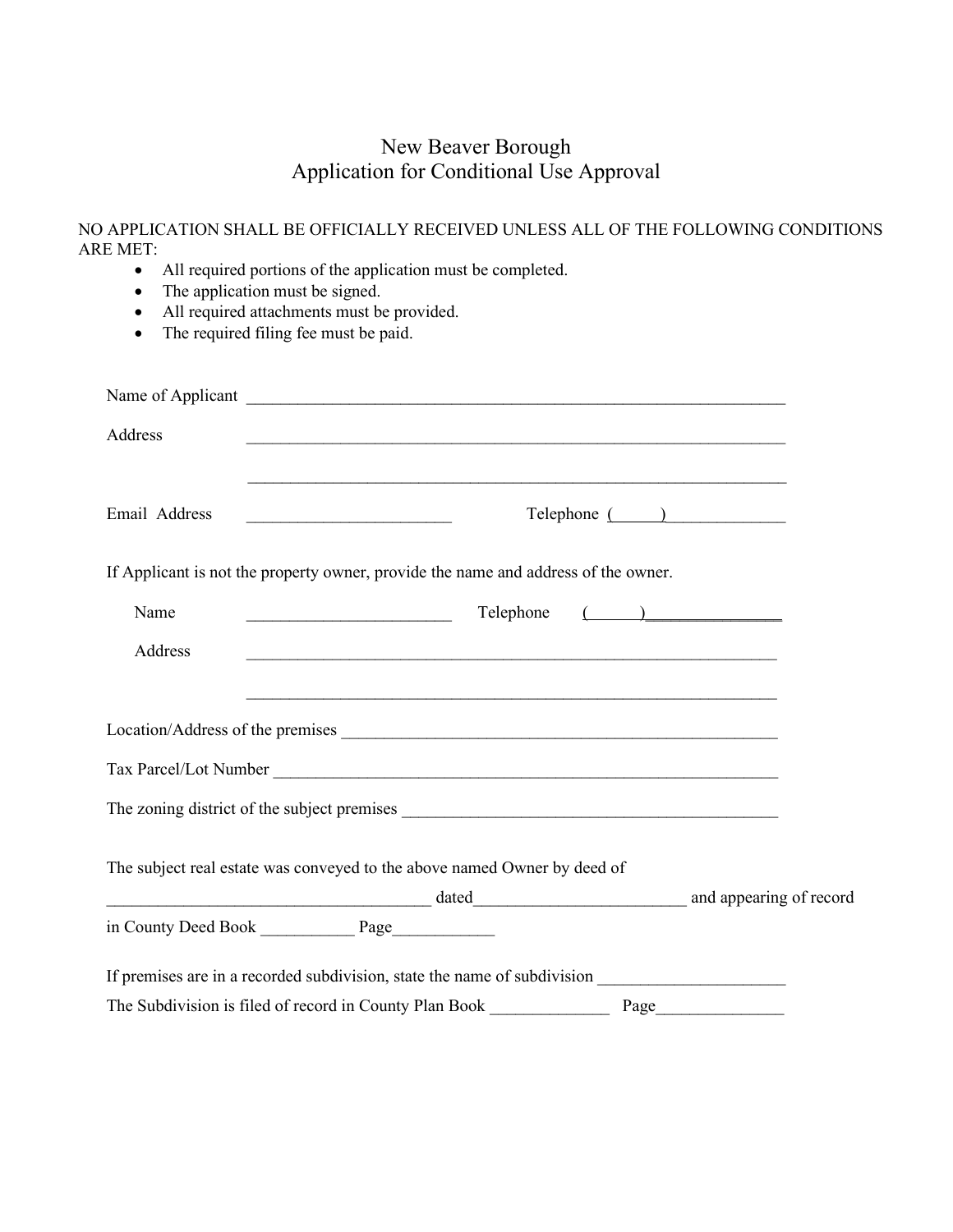# New Beaver Borough
## Application for Conditional Use Approval

NO APPLICATION SHALL BE OFFICIALLY RECEIVED UNLESS ALL OF THE FOLLOWING CONDITIONS ARE MET:

- All required portions of the application must be completed.
- The application must be signed.
- All required attachments must be provided.
- The required filing fee must be paid.

Name of Applicant ___________________________________________________________________

Address ___________________________________________________________________

___________________________________________________________________

Email Address ________________________ Telephone ( ) _____________

If Applicant is not the property owner, provide the name and address of the owner.

Name ________________________ Telephone ( ) _______________

Address ___________________________________________________________________

___________________________________________________________________

Location/Address of the premises _____________________________________________________

Tax Parcel/Lot Number _____________________________________________________________

The zoning district of the subject premises ____________________________________________

The subject real estate was conveyed to the above named Owner by deed of

_____________________________________ dated________________________ and appearing of record

in County Deed Book ___________ Page____________

If premises are in a recorded subdivision, state the name of subdivision ______________________

The Subdivision is filed of record in County Plan Book ______________ Page_______________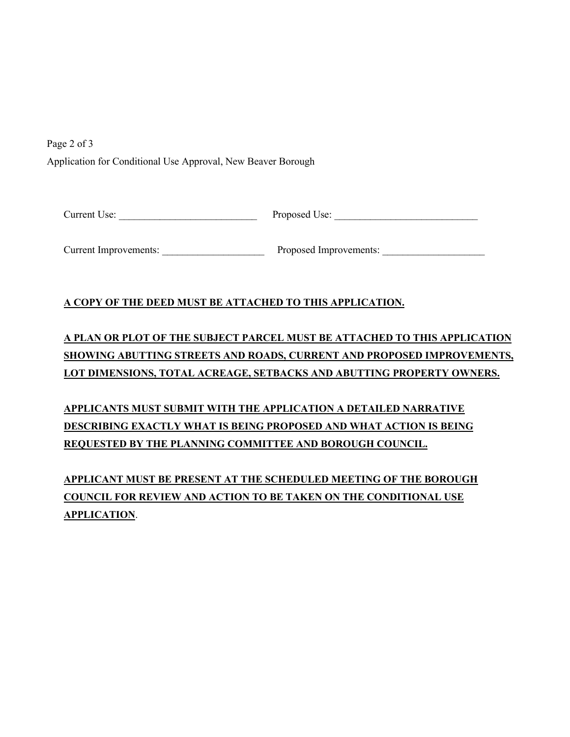Application for Conditional Use Approval, New Beaver Borough

Current Use: ___________________________ Proposed Use: ____________________________

Current Improvements: ____________________ Proposed Improvements: ____________________

**A COPY OF THE DEED MUST BE ATTACHED TO THIS APPLICATION.**

**A PLAN OR PLOT OF THE SUBJECT PARCEL MUST BE ATTACHED TO THIS APPLICATION SHOWING ABUTTING STREETS AND ROADS, CURRENT AND PROPOSED IMPROVEMENTS, LOT DIMENSIONS, TOTAL ACREAGE, SETBACKS AND ABUTTING PROPERTY OWNERS.**

**APPLICANTS MUST SUBMIT WITH THE APPLICATION A DETAILED NARRATIVE DESCRIBING EXACTLY WHAT IS BEING PROPOSED AND WHAT ACTION IS BEING REQUESTED BY THE PLANNING COMMITTEE AND BOROUGH COUNCIL.**

**APPLICANT MUST BE PRESENT AT THE SCHEDULED MEETING OF THE BOROUGH COUNCIL FOR REVIEW AND ACTION TO BE TAKEN ON THE CONDITIONAL USE APPLICATION**.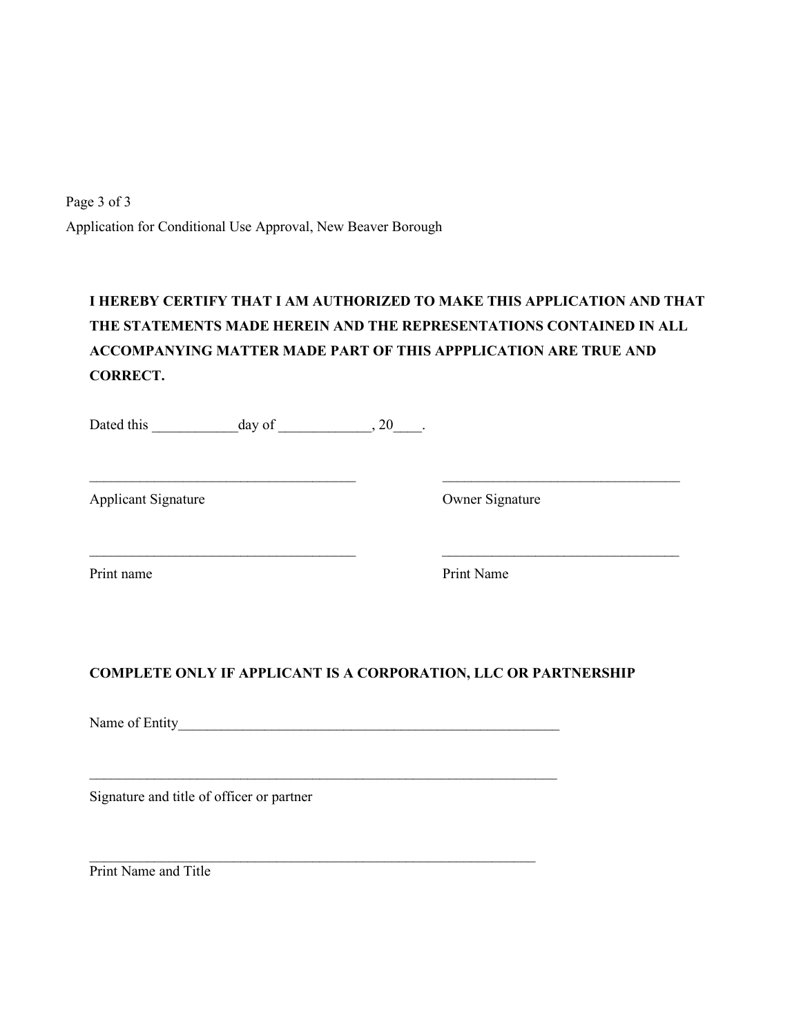Application for Conditional Use Approval, New Beaver Borough

**I HEREBY CERTIFY THAT I AM AUTHORIZED TO MAKE THIS APPLICATION AND THAT THE STATEMENTS MADE HEREIN AND THE REPRESENTATIONS CONTAINED IN ALL ACCOMPANYING MATTER MADE PART OF THIS APPPLICATION ARE TRUE AND CORRECT.**

Dated this ____________day of _____________, 20____.

_____________________________________ &nbsp;&nbsp;&nbsp;&nbsp; _________________________________

Applicant Signature &nbsp;&nbsp;&nbsp;&nbsp; Owner Signature

_____________________________________ &nbsp;&nbsp;&nbsp;&nbsp; _________________________________

Print name &nbsp;&nbsp;&nbsp;&nbsp; Print Name

**COMPLETE ONLY IF APPLICANT IS A CORPORATION, LLC OR PARTNERSHIP**

Name of Entity________________________________________________________

_________________________________________________________________

Signature and title of officer or partner

______________________________________________________________

Print Name and Title